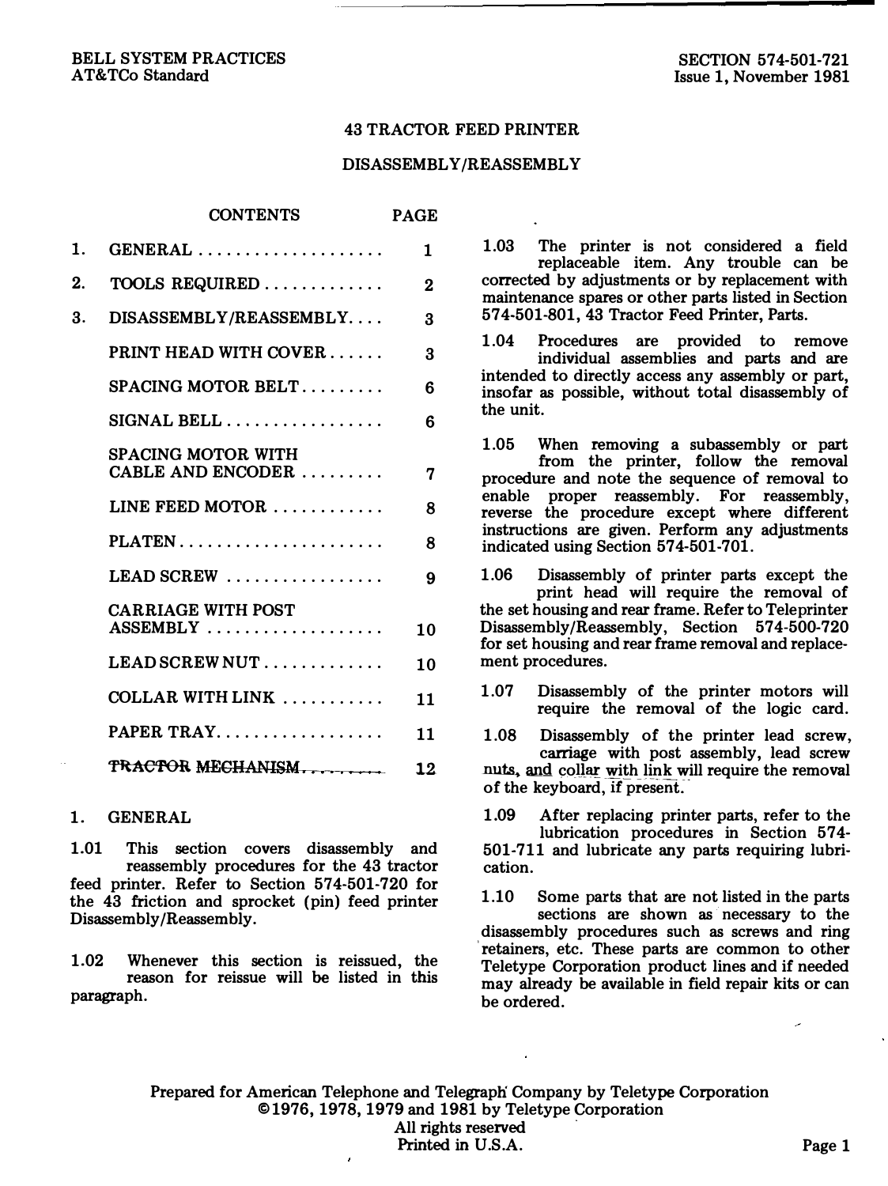BELL SYSTEM PRACTICES
AT&TCo Standard

SECTION 574-501-721
Issue 1, November 1981

# 43 TRACTOR FEED PRINTER

## DISASSEMBLY/REASSEMBLY

| CONTENTS | PAGE |
|---|---|
| 1. GENERAL | 1 |
| 2. TOOLS REQUIRED | 2 |
| 3. DISASSEMBLY/REASSEMBLY | 3 |
| PRINT HEAD WITH COVER | 3 |
| SPACING MOTOR BELT | 6 |
| SIGNAL BELL | 6 |
| SPACING MOTOR WITH CABLE AND ENCODER | 7 |
| LINE FEED MOTOR | 8 |
| PLATEN | 8 |
| LEAD SCREW | 9 |
| CARRIAGE WITH POST ASSEMBLY | 10 |
| LEAD SCREW NUT | 10 |
| COLLAR WITH LINK | 11 |
| PAPER TRAY | 11 |
| ~~TRACTOR MECHANISM~~ | 12 |

## 1. GENERAL

1.01 This section covers disassembly and reassembly procedures for the 43 tractor feed printer. Refer to Section 574-501-720 for the 43 friction and sprocket (pin) feed printer Disassembly/Reassembly.

1.02 Whenever this section is reissued, the reason for reissue will be listed in this paragraph.

1.03 The printer is not considered a field replaceable item. Any trouble can be corrected by adjustments or by replacement with maintenance spares or other parts listed in Section 574-501-801, 43 Tractor Feed Printer, Parts.

1.04 Procedures are provided to remove individual assemblies and parts and are intended to directly access any assembly or part, insofar as possible, without total disassembly of the unit.

1.05 When removing a subassembly or part from the printer, follow the removal procedure and note the sequence of removal to enable proper reassembly. For reassembly, reverse the procedure except where different instructions are given. Perform any adjustments indicated using Section 574-501-701.

1.06 Disassembly of printer parts except the print head will require the removal of the set housing and rear frame. Refer to Teleprinter Disassembly/Reassembly, Section 574-500-720 for set housing and rear frame removal and replacement procedures.

1.07 Disassembly of the printer motors will require the removal of the logic card.

1.08 Disassembly of the printer lead screw, carriage with post assembly, lead screw nuts, and collar with link will require the removal of the keyboard, if present.

1.09 After replacing printer parts, refer to the lubrication procedures in Section 574-501-711 and lubricate any parts requiring lubrication.

1.10 Some parts that are not listed in the parts sections are shown as necessary to the disassembly procedures such as screws and ring retainers, etc. These parts are common to other Teletype Corporation product lines and if needed may already be available in field repair kits or can be ordered.

Prepared for American Telephone and Telegraph Company by Teletype Corporation
©1976, 1978, 1979 and 1981 by Teletype Corporation
All rights reserved
Printed in U.S.A.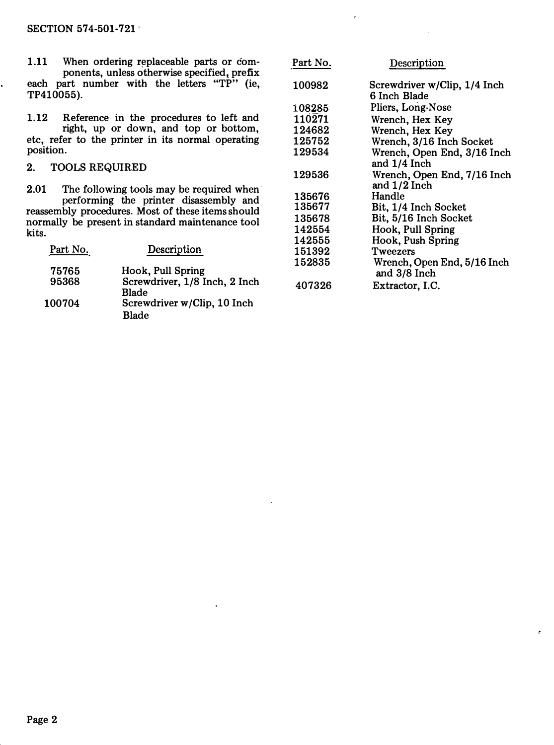1.11 When ordering replaceable parts or components, unless otherwise specified, prefix each part number with the letters "TP" (ie, TP410055).

1.12 Reference in the procedures to left and right, up or down, and top or bottom, etc, refer to the printer in its normal operating position.

## 2. TOOLS REQUIRED

2.01 The following tools may be required when performing the printer disassembly and reassembly procedures. Most of these items should normally be present in standard maintenance tool kits.

| Part No. | Description |
|---|---|
| 75765 | Hook, Pull Spring |
| 95368 | Screwdriver, 1/8 Inch, 2 Inch Blade |
| 100704 | Screwdriver w/Clip, 10 Inch Blade |
| 100982 | Screwdriver w/Clip, 1/4 Inch 6 Inch Blade |
| 108285 | Pliers, Long-Nose |
| 110271 | Wrench, Hex Key |
| 124682 | Wrench, Hex Key |
| 125752 | Wrench, 3/16 Inch Socket |
| 129534 | Wrench, Open End, 3/16 Inch and 1/4 Inch |
| 129536 | Wrench, Open End, 7/16 Inch and 1/2 Inch |
| 135676 | Handle |
| 135677 | Bit, 1/4 Inch Socket |
| 135678 | Bit, 5/16 Inch Socket |
| 142554 | Hook, Pull Spring |
| 142555 | Hook, Push Spring |
| 151392 | Tweezers |
| 152835 | Wrench, Open End, 5/16 Inch and 3/8 Inch |
| 407326 | Extractor, I.C. |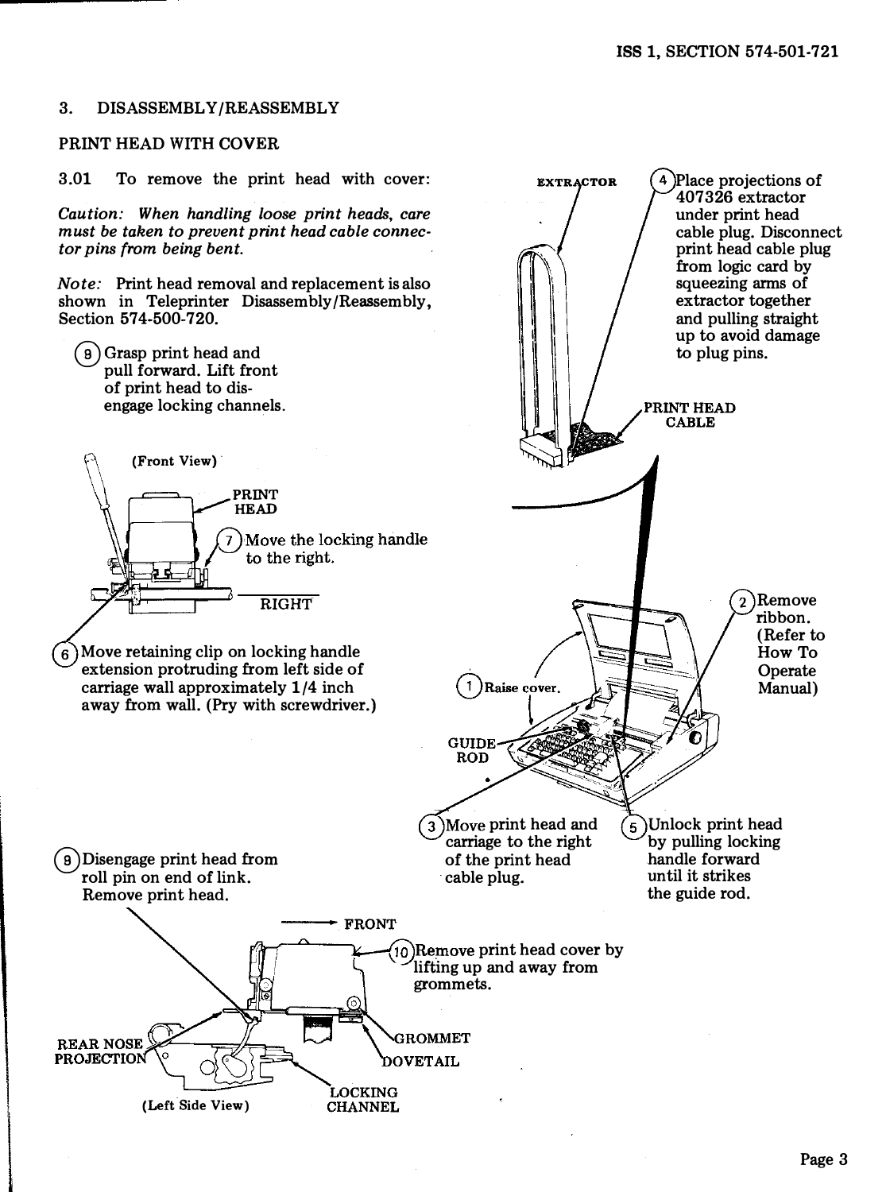## 3. DISASSEMBLY/REASSEMBLY

### PRINT HEAD WITH COVER

3.01 To remove the print head with cover:

*Caution: When handling loose print heads, care must be taken to prevent print head cable connector pins from being bent.*

*Note:* Print head removal and replacement is also shown in Teleprinter Disassembly/Reassembly, Section 574-500-720.

EXTRACTOR

PRINT HEAD CABLE

(4) Place projections of 407326 extractor under print head cable plug. Disconnect print head cable plug from logic card by squeezing arms of extractor together and pulling straight up to avoid damage to plug pins.

(1) Raise cover.

(2) Remove ribbon. (Refer to How To Operate Manual)

GUIDE ROD

(3) Move print head and carriage to the right of the print head cable plug.

(5) Unlock print head by pulling locking handle forward until it strikes the guide rod.

(Front View)

PRINT HEAD

RIGHT

(6) Move retaining clip on locking handle extension protruding from left side of carriage wall approximately 1/4 inch away from wall. (Pry with screwdriver.)

(7) Move the locking handle to the right.

(8) Grasp print head and pull forward. Lift front of print head to disengage locking channels.

(9) Disengage print head from roll pin on end of link. Remove print head.

FRONT

(10) Remove print head cover by lifting up and away from grommets.

REAR NOSE PROJECTION

GROMMET

DOVETAIL

LOCKING CHANNEL

(Left Side View)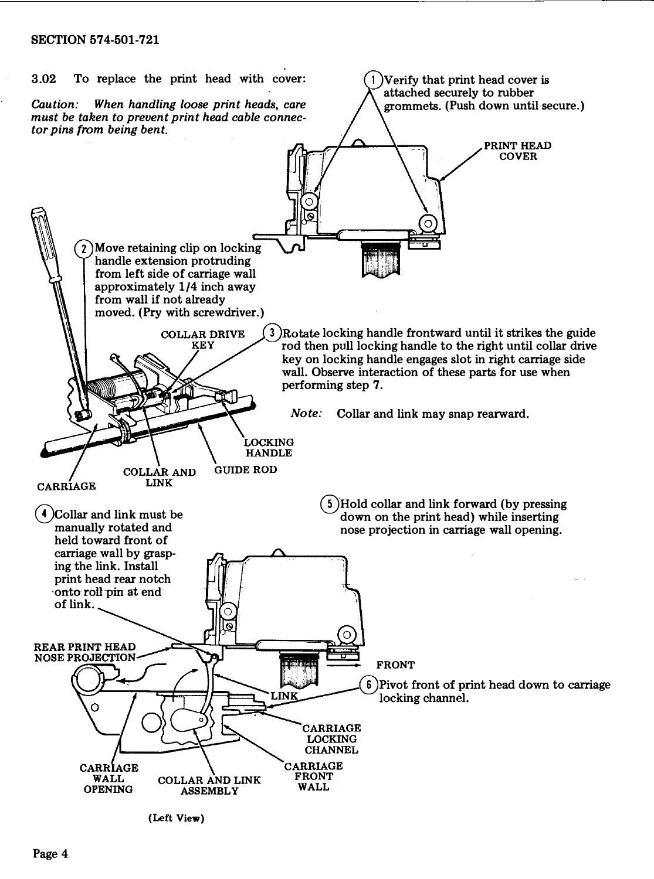3.02 To replace the print head with cover:

*Caution: When handling loose print heads, care must be taken to prevent print head cable connector pins from being bent.*

(1) Verify that print head cover is attached securely to rubber grommets. (Push down until secure.)

PRINT HEAD COVER

(2) Move retaining clip on locking handle extension protruding from left side of carriage wall approximately 1/4 inch away from wall if not already moved. (Pry with screwdriver.)

(3) Rotate locking handle frontward until it strikes the guide rod then pull locking handle to the right until collar drive key on locking handle engages slot in right carriage side wall. Observe interaction of these parts for use when performing step 7.

*Note:* Collar and link may snap rearward.

COLLAR DRIVE KEY

LOCKING HANDLE

GUIDE ROD

COLLAR AND LINK

CARRIAGE

(4) Collar and link must be manually rotated and held toward front of carriage wall by grasping the link. Install print head rear notch onto roll pin at end of link.

(5) Hold collar and link forward (by pressing down on the print head) while inserting nose projection in carriage wall opening.

REAR PRINT HEAD NOSE PROJECTION

FRONT

(6) Pivot front of print head down to carriage locking channel.

LINK

CARRIAGE LOCKING CHANNEL

CARRIAGE FRONT WALL

CARRIAGE WALL OPENING

COLLAR AND LINK ASSEMBLY

(Left View)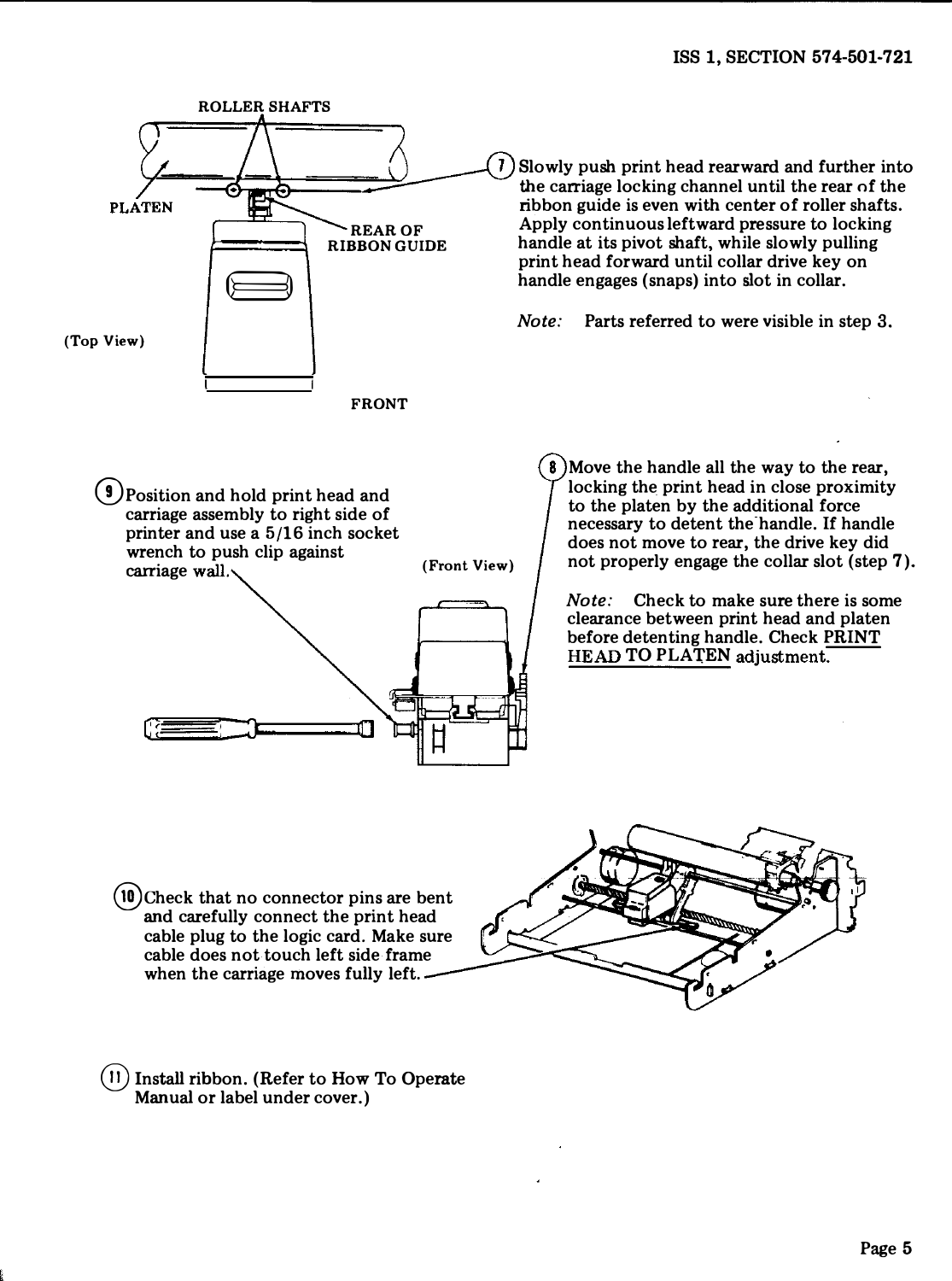ROLLER SHAFTS

PLATEN

REAR OF RIBBON GUIDE

(Top View)

FRONT

(7) Slowly push print head rearward and further into the carriage locking channel until the rear of the ribbon guide is even with center of roller shafts. Apply continuous leftward pressure to locking handle at its pivot shaft, while slowly pulling print head forward until collar drive key on handle engages (snaps) into slot in collar.

*Note:* Parts referred to were visible in step 3.

(8) Move the handle all the way to the rear, locking the print head in close proximity to the platen by the additional force necessary to detent the handle. If handle does not move to rear, the drive key did not properly engage the collar slot (step 7).

*Note:* Check to make sure there is some clearance between print head and platen before detenting handle. Check PRINT HEAD TO PLATEN adjustment.

(9) Position and hold print head and carriage assembly to right side of printer and use a 5/16 inch socket wrench to push clip against carriage wall.

(Front View)

(10) Check that no connector pins are bent and carefully connect the print head cable plug to the logic card. Make sure cable does not touch left side frame when the carriage moves fully left.

(11) Install ribbon. (Refer to How To Operate Manual or label under cover.)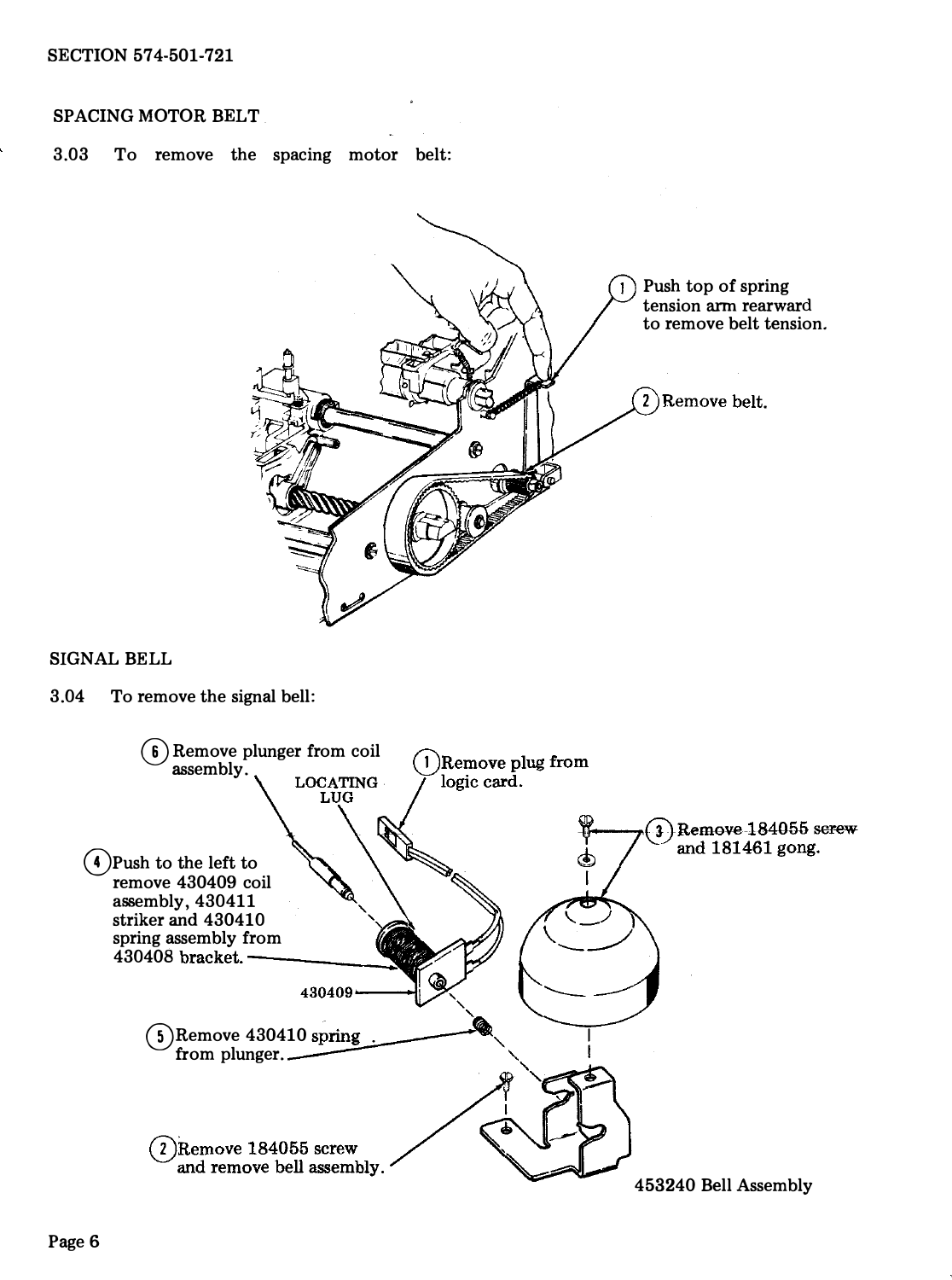## SPACING MOTOR BELT

3.03 To remove the spacing motor belt:

(1) Push top of spring tension arm rearward to remove belt tension.

(2) Remove belt.

## SIGNAL BELL

3.04 To remove the signal bell:

(1) Remove plug from logic card.

(2) Remove 184055 screw and remove bell assembly.

(3) Remove 184055 screw and 181461 gong.

(4) Push to the left to remove 430409 coil assembly, 430411 striker and 430410 spring assembly from 430408 bracket.

(5) Remove 430410 spring from plunger.

(6) Remove plunger from coil assembly.

LOCATING LUG

430409

453240 Bell Assembly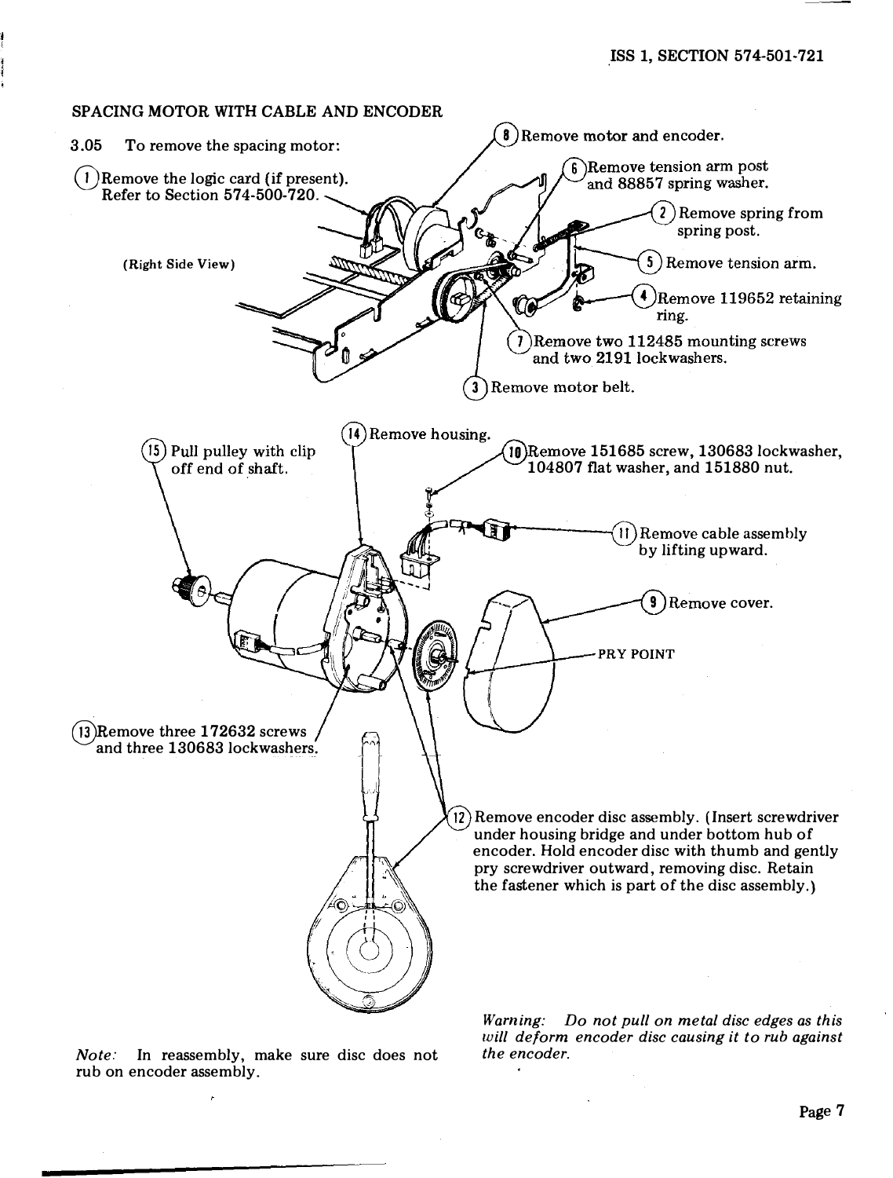## SPACING MOTOR WITH CABLE AND ENCODER

3.05 To remove the spacing motor:

(1) Remove the logic card (if present). Refer to Section 574-500-720.

(2) Remove spring from spring post.

(3) Remove motor belt.

(4) Remove 119652 retaining ring.

(5) Remove tension arm.

(6) Remove tension arm post and 88857 spring washer.

(7) Remove two 112485 mounting screws and two 2191 lockwashers.

(8) Remove motor and encoder.

(Right Side View)

(9) Remove cover.

PRY POINT

(10) Remove 151685 screw, 130683 lockwasher, 104807 flat washer, and 151880 nut.

(11) Remove cable assembly by lifting upward.

(12) Remove encoder disc assembly. (Insert screwdriver under housing bridge and under bottom hub of encoder. Hold encoder disc with thumb and gently pry screwdriver outward, removing disc. Retain the fastener which is part of the disc assembly.)

(13) Remove three 172632 screws and three 130683 lockwashers.

(14) Remove housing.

(15) Pull pulley with clip off end of shaft.

*Warning: Do not pull on metal disc edges as this will deform encoder disc causing it to rub against the encoder.*

*Note:* In reassembly, make sure disc does not rub on encoder assembly.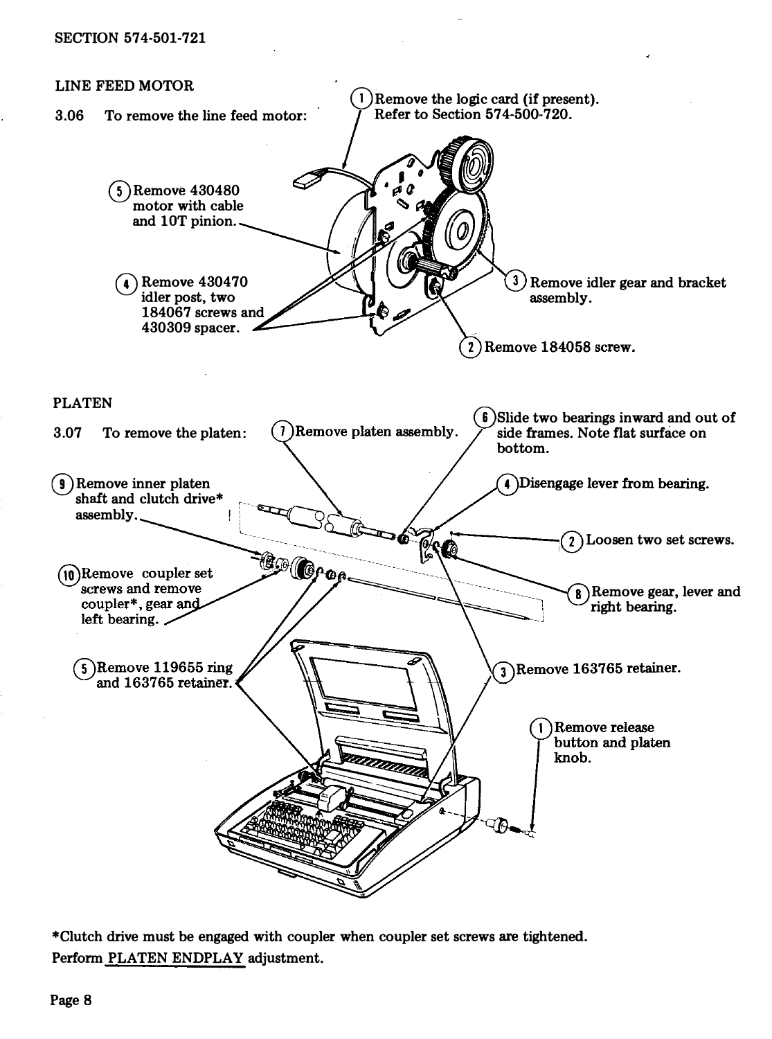SECTION 574-501-721

## LINE FEED MOTOR

3.06 To remove the line feed motor:

(1) Remove the logic card (if present). Refer to Section 574-500-720.

(2) Remove 184058 screw.

(3) Remove idler gear and bracket assembly.

(4) Remove 430470 idler post, two 184067 screws and 430309 spacer.

(5) Remove 430480 motor with cable and 10T pinion.

## PLATEN

3.07 To remove the platen:

(1) Remove release button and platen knob.

(2) Loosen two set screws.

(3) Remove 163765 retainer.

(4) Disengage lever from bearing.

(5) Remove 119655 ring and 163765 retainer.

(6) Slide two bearings inward and out of side frames. Note flat surface on bottom.

(7) Remove platen assembly.

(8) Remove gear, lever and right bearing.

(9) Remove inner platen shaft and clutch drive* assembly.

(10) Remove coupler set screws and remove coupler*, gear and left bearing.

*Clutch drive must be engaged with coupler when coupler set screws are tightened.

Perform PLATEN ENDPLAY adjustment.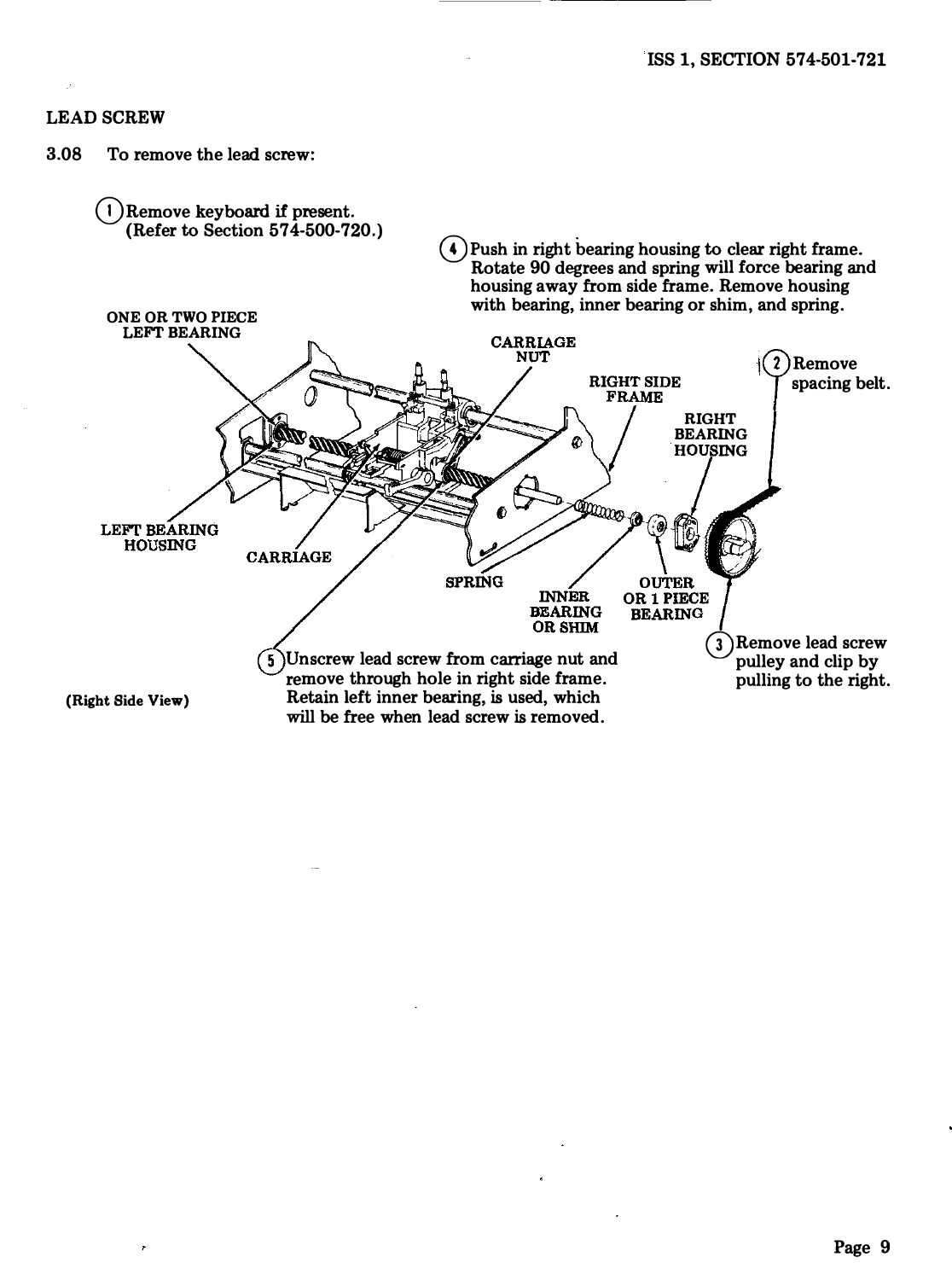## LEAD SCREW

3.08 To remove the lead screw:

(1) Remove keyboard if present. (Refer to Section 574-500-720.)

(2) Remove spacing belt.

(3) Remove lead screw pulley and clip by pulling to the right.

(4) Push in right bearing housing to clear right frame. Rotate 90 degrees and spring will force bearing and housing away from side frame. Remove housing with bearing, inner bearing or shim, and spring.

(5) Unscrew lead screw from carriage nut and remove through hole in right side frame. Retain left inner bearing, is used, which will be free when lead screw is removed.

ONE OR TWO PIECE LEFT BEARING

CARRIAGE NUT

RIGHT SIDE FRAME

RIGHT BEARING HOUSING

LEFT BEARING HOUSING

CARRIAGE

SPRING

INNER BEARING OR SHIM

OUTER OR 1 PIECE BEARING

(Right Side View)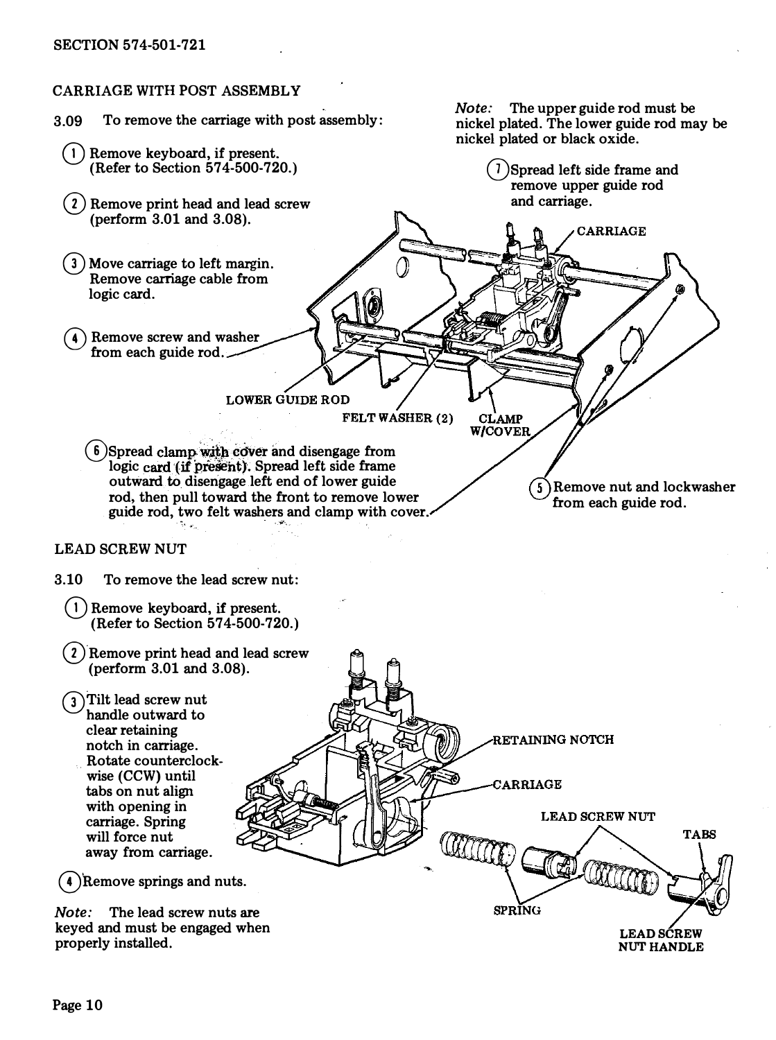## CARRIAGE WITH POST ASSEMBLY

3.09 To remove the carriage with post assembly:

(1) Remove keyboard, if present. (Refer to Section 574-500-720.)

(2) Remove print head and lead screw (perform 3.01 and 3.08).

(3) Move carriage to left margin. Remove carriage cable from logic card.

(4) Remove screw and washer from each guide rod.

(5) Remove nut and lockwasher from each guide rod.

(6) Spread clamp with cover and disengage from logic card (if present). Spread left side frame outward to disengage left end of lower guide rod, then pull toward the front to remove lower guide rod, two felt washers and clamp with cover.

*Note:* The upper guide rod must be nickel plated. The lower guide rod may be nickel plated or black oxide.

(7) Spread left side frame and remove upper guide rod and carriage.

CARRIAGE

LOWER GUIDE ROD

FELT WASHER (2)

CLAMP W/COVER

## LEAD SCREW NUT

3.10 To remove the lead screw nut:

(1) Remove keyboard, if present. (Refer to Section 574-500-720.)

(2) Remove print head and lead screw (perform 3.01 and 3.08).

(3) Tilt lead screw nut handle outward to clear retaining notch in carriage. Rotate counterclockwise (CCW) until tabs on nut align with opening in carriage. Spring will force nut away from carriage.

(4) Remove springs and nuts.

*Note:* The lead screw nuts are keyed and must be engaged when properly installed.

RETAINING NOTCH

CARRIAGE

LEAD SCREW NUT

TABS

SPRING

LEAD SCREW NUT HANDLE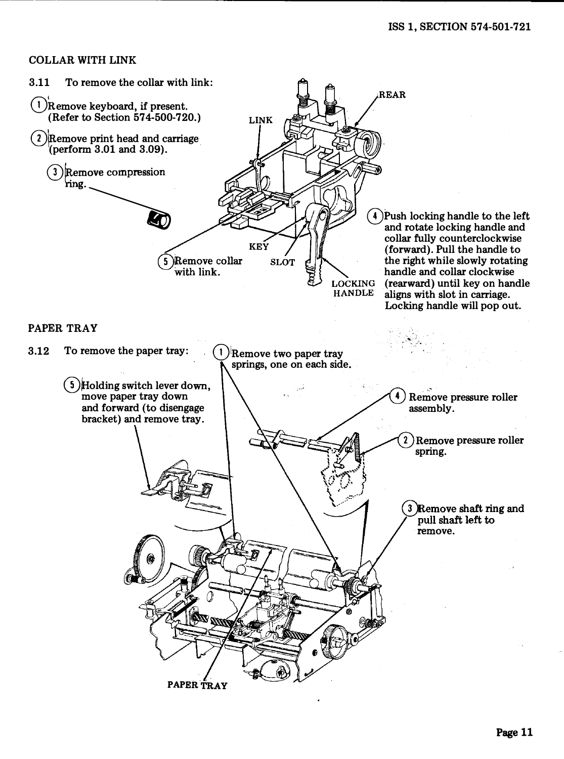## COLLAR WITH LINK

3.11 To remove the collar with link:

(1) Remove keyboard, if present. (Refer to Section 574-500-720.)

(2) Remove print head and carriage (perform 3.01 and 3.09).

(3) Remove compression ring.

(4) Push locking handle to the left and rotate locking handle and collar fully counterclockwise (forward). Pull the handle to the right while slowly rotating handle and collar clockwise (rearward) until key on handle aligns with slot in carriage. Locking handle will pop out.

(5) Remove collar with link.

REAR

LINK

KEY

SLOT

LOCKING HANDLE

## PAPER TRAY

3.12 To remove the paper tray:

(1) Remove two paper tray springs, one on each side.

(2) Remove pressure roller spring.

(3) Remove shaft ring and pull shaft left to remove.

(4) Remove pressure roller assembly.

(5) Holding switch lever down, move paper tray down and forward (to disengage bracket) and remove tray.

PAPER TRAY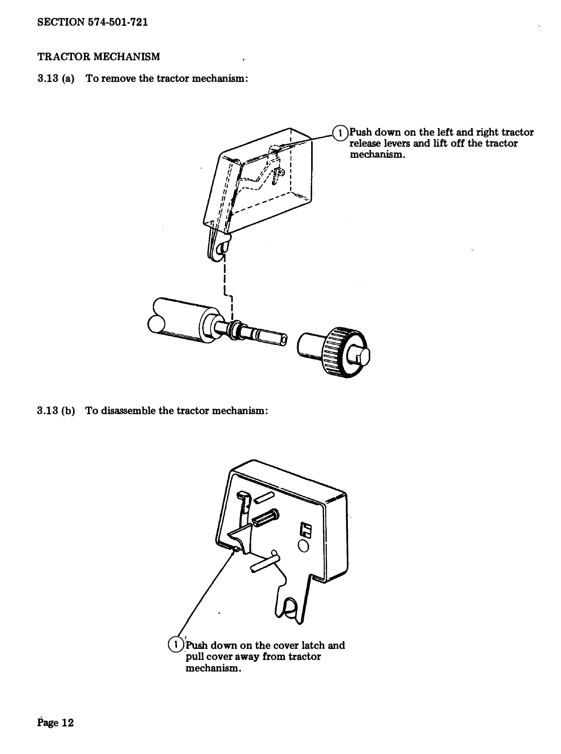## TRACTOR MECHANISM

3.13 (a) To remove the tractor mechanism:

(1) Push down on the left and right tractor release levers and lift off the tractor mechanism.

3.13 (b) To disassemble the tractor mechanism:

(1) Push down on the cover latch and pull cover away from tractor mechanism.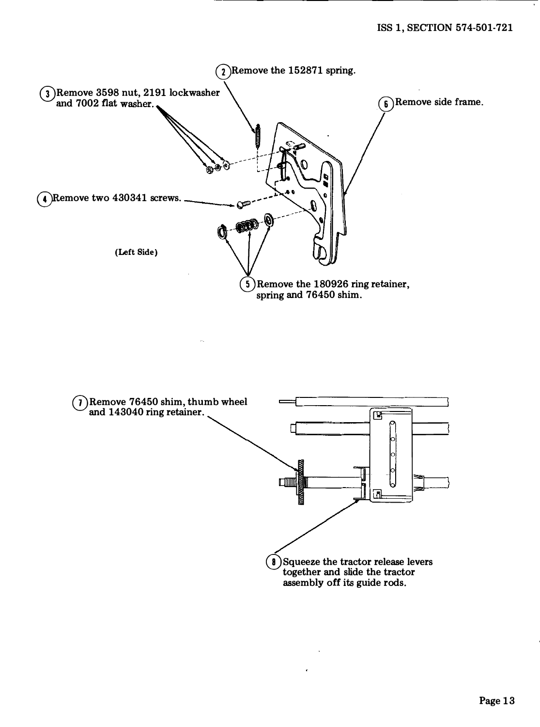(2) Remove the 152871 spring.

(3) Remove 3598 nut, 2191 lockwasher and 7002 flat washer.

(6) Remove side frame.

(4) Remove two 430341 screws.

(Left Side)

(5) Remove the 180926 ring retainer, spring and 76450 shim.

(7) Remove 76450 shim, thumb wheel and 143040 ring retainer.

(8) Squeeze the tractor release levers together and slide the tractor assembly off its guide rods.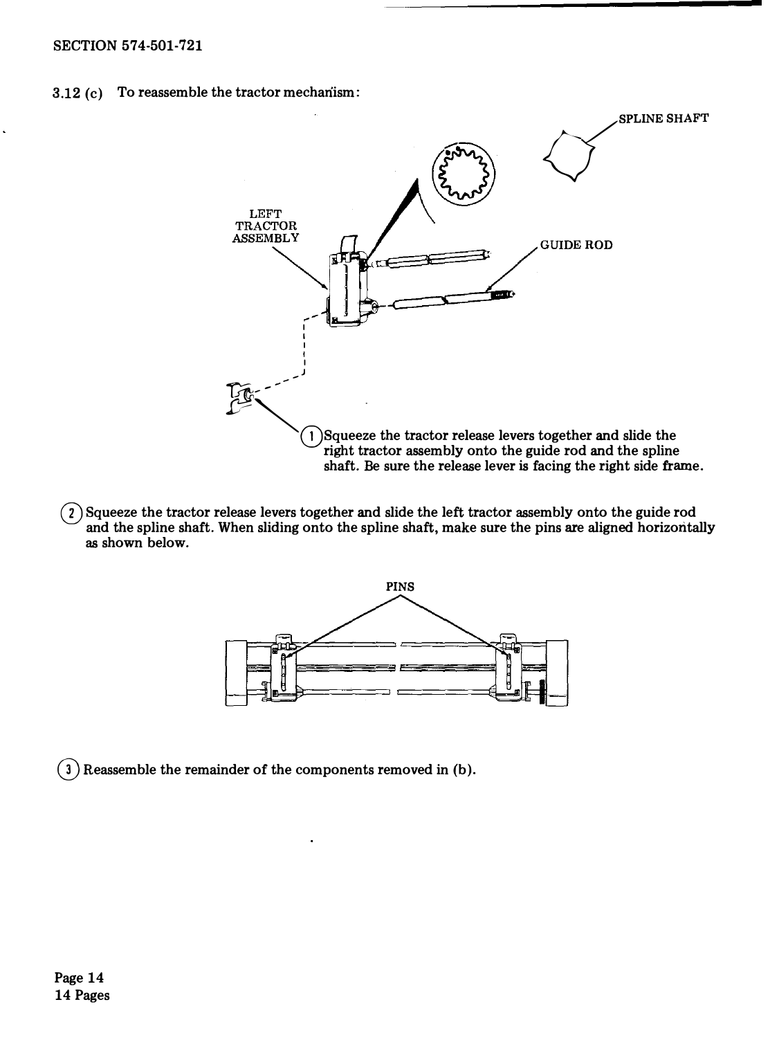3.12 (c) To reassemble the tractor mechanism:

SPLINE SHAFT

LEFT TRACTOR ASSEMBLY

GUIDE ROD

(1) Squeeze the tractor release levers together and slide the right tractor assembly onto the guide rod and the spline shaft. Be sure the release lever is facing the right side frame.

(2) Squeeze the tractor release levers together and slide the left tractor assembly onto the guide rod and the spline shaft. When sliding onto the spline shaft, make sure the pins are aligned horizontally as shown below.

PINS

(3) Reassemble the remainder of the components removed in (b).